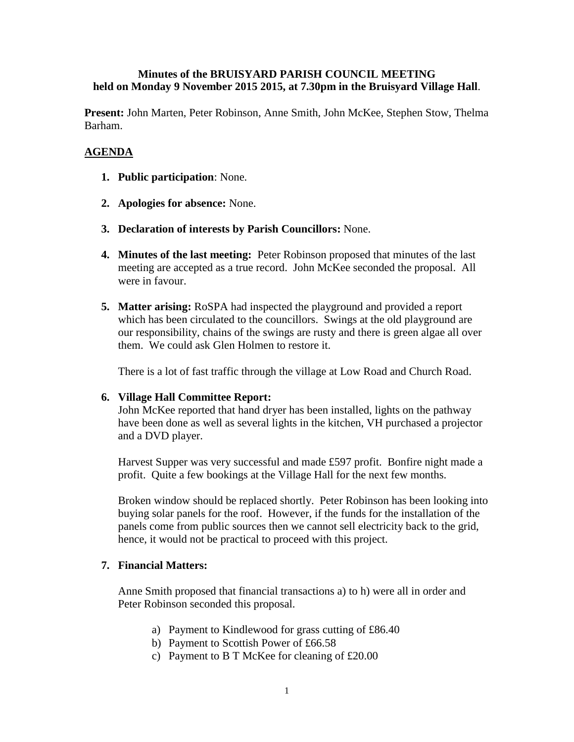**Minutes of the BRUISYARD PARISH COUNCIL MEETING held on Monday 9 November 2015 2015, at 7.30pm in the Bruisyard Village Hall**.

**Present:** John Marten, Peter Robinson, Anne Smith, John McKee, Stephen Stow, Thelma Barham.

## AGENDA

1. **Public participation**: None.

2. **Apologies for absence:** None.

3. **Declaration of interests by Parish Councillors:** None.

4. **Minutes of the last meeting:** Peter Robinson proposed that minutes of the last meeting are accepted as a true record. John McKee seconded the proposal. All were in favour.

5. **Matter arising:** RoSPA had inspected the playground and provided a report which has been circulated to the councillors. Swings at the old playground are our responsibility, chains of the swings are rusty and there is green algae all over them. We could ask Glen Holmen to restore it.

   There is a lot of fast traffic through the village at Low Road and Church Road.

6. **Village Hall Committee Report:**
   John McKee reported that hand dryer has been installed, lights on the pathway have been done as well as several lights in the kitchen, VH purchased a projector and a DVD player.

   Harvest Supper was very successful and made £597 profit. Bonfire night made a profit. Quite a few bookings at the Village Hall for the next few months.

   Broken window should be replaced shortly. Peter Robinson has been looking into buying solar panels for the roof. However, if the funds for the installation of the panels come from public sources then we cannot sell electricity back to the grid, hence, it would not be practical to proceed with this project.

7. **Financial Matters:**

   Anne Smith proposed that financial transactions a) to h) were all in order and Peter Robinson seconded this proposal.

   a) Payment to Kindlewood for grass cutting of £86.40
   b) Payment to Scottish Power of £66.58
   c) Payment to B T McKee for cleaning of £20.00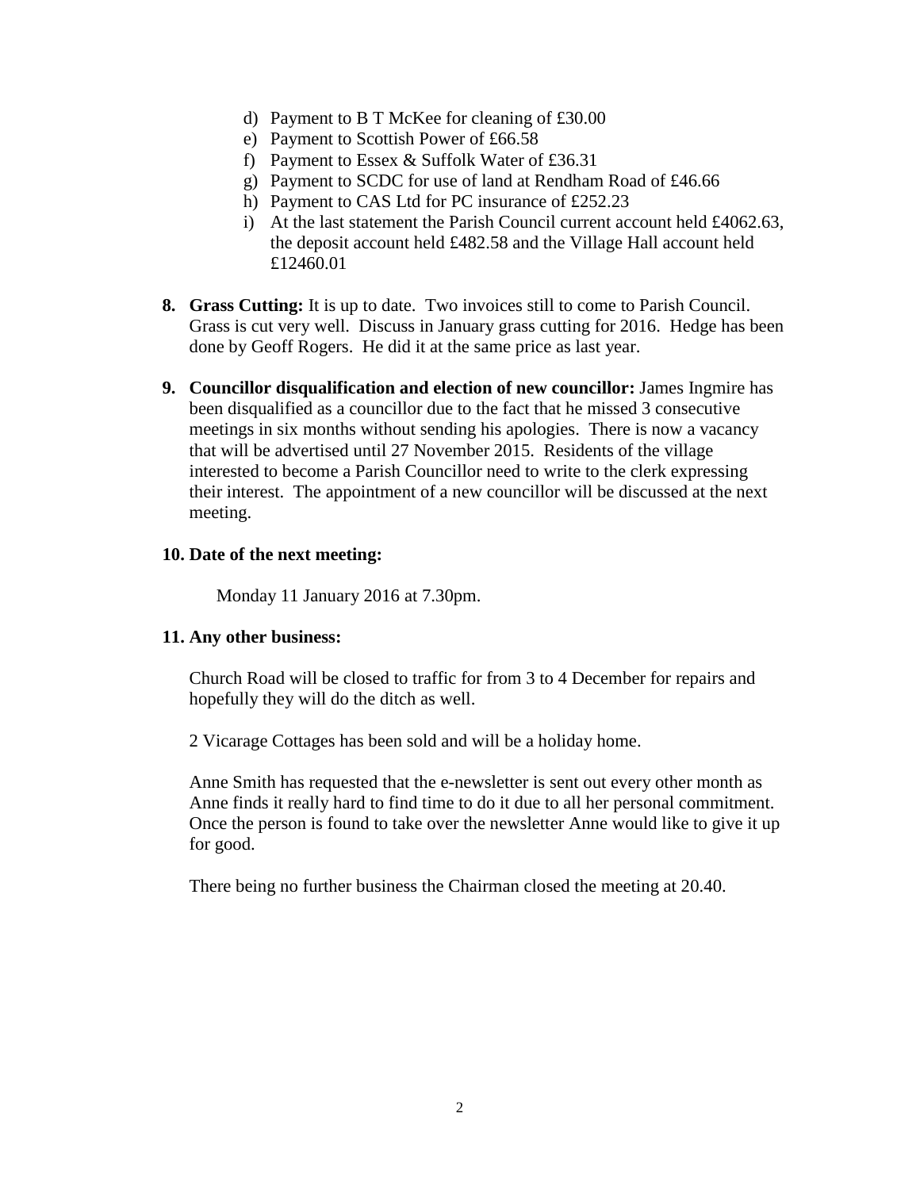d) Payment to B T McKee for cleaning of £30.00
e) Payment to Scottish Power of £66.58
f) Payment to Essex & Suffolk Water of £36.31
g) Payment to SCDC for use of land at Rendham Road of £46.66
h) Payment to CAS Ltd for PC insurance of £252.23
i) At the last statement the Parish Council current account held £4062.63, the deposit account held £482.58 and the Village Hall account held £12460.01

**8. Grass Cutting:** It is up to date. Two invoices still to come to Parish Council. Grass is cut very well. Discuss in January grass cutting for 2016. Hedge has been done by Geoff Rogers. He did it at the same price as last year.

**9. Councillor disqualification and election of new councillor:** James Ingmire has been disqualified as a councillor due to the fact that he missed 3 consecutive meetings in six months without sending his apologies. There is now a vacancy that will be advertised until 27 November 2015. Residents of the village interested to become a Parish Councillor need to write to the clerk expressing their interest. The appointment of a new councillor will be discussed at the next meeting.

**10. Date of the next meeting:**

Monday 11 January 2016 at 7.30pm.

**11. Any other business:**

Church Road will be closed to traffic for from 3 to 4 December for repairs and hopefully they will do the ditch as well.

2 Vicarage Cottages has been sold and will be a holiday home.

Anne Smith has requested that the e-newsletter is sent out every other month as Anne finds it really hard to find time to do it due to all her personal commitment. Once the person is found to take over the newsletter Anne would like to give it up for good.

There being no further business the Chairman closed the meeting at 20.40.